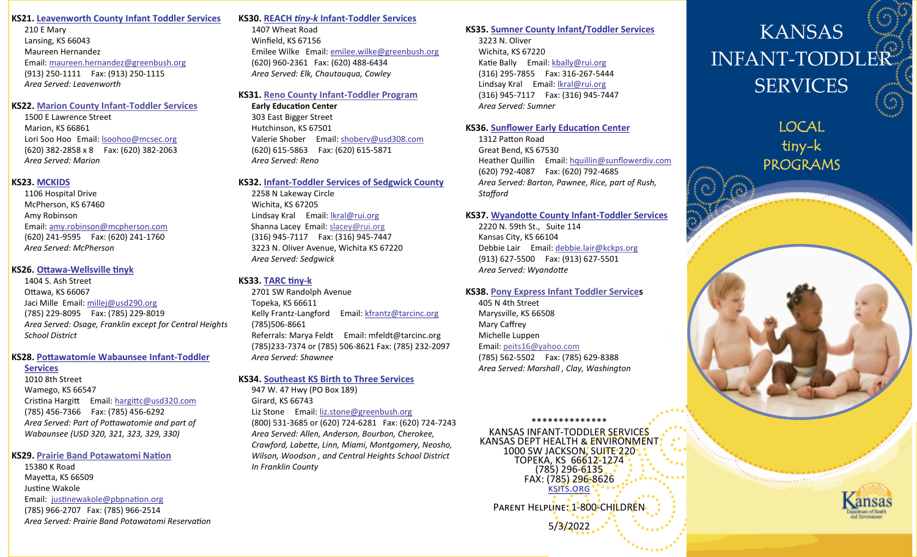**KS21. Leavenworth County Infant Toddler Services**
210 E Mary
Lansing, KS 66043
Maureen Hernandez
Email: maureen.hernandez@greenbush.org
(913) 250-1111 Fax: (913) 250-1115
*Area Served: Leavenworth*

**KS22. Marion County Infant-Toddler Services**
1500 E Lawrence Street
Marion, KS 66861
Lori Soo Hoo Email: lsoohoo@mcsec.org
(620) 382-2858 x 8 Fax: (620) 382-2063
*Area Served: Marion*

**KS23. MCKIDS**
1106 Hospital Drive
McPherson, KS 67460
Amy Robinson
Email: amy.robinson@mcpherson.com
(620) 241-9595 Fax: (620) 241-1760
*Area Served: McPherson*

**KS26. Ottawa-Wellsville tinyk**
1404 S. Ash Street
Ottawa, KS 66067
Jaci Mille Email: millej@usd290.org
(785) 229-8095 Fax: (785) 229-8019
*Area Served: Osage, Franklin except for Central Heights School District*

**KS28. Pottawatomie Wabaunsee Infant-Toddler Services**
1010 8th Street
Wamego, KS 66547
Cristina Hargitt Email: hargittc@usd320.com
(785) 456-7366 Fax: (785) 456-6292
*Area Served: Part of Pottawatomie and part of Wabaunsee (USD 320, 321, 323, 329, 330)*

**KS29. Prairie Band Potawatomi Nation**
15380 K Road
Mayetta, KS 66509
Justine Wakole
Email: justinewakole@pbpnation.org
(785) 966-2707 Fax: (785) 966-2514
*Area Served: Prairie Band Potawatomi Reservation*

**KS30. REACH *tiny-k* Infant-Toddler Services**
1407 Wheat Road
Winfield, KS 67156
Emilee Wilke Email: emilee.wilke@greenbush.org
(620) 960-2361 Fax: (620) 488-6434
*Area Served: Elk, Chautauqua, Cowley*

**KS31. Reno County Infant-Toddler Program**
**Early Education Center**
303 East Bigger Street
Hutchinson, KS 67501
Valerie Shober Email: shoberv@usd308.com
(620) 615-5863 Fax: (620) 615-5871
*Area Served: Reno*

**KS32. Infant-Toddler Services of Sedgwick County**
2258 N Lakeway Circle
Wichita, KS 67205
Lindsay Kral Email: lkral@rui.org
Shanna Lacey Email: slacey@rui.org
(316) 945-7117 Fax: (316) 945-7447
3223 N. Oliver Avenue, Wichita KS 67220
*Area Served: Sedgwick*

**KS33. TARC tiny-k**
2701 SW Randolph Avenue
Topeka, KS 66611
Kelly Frantz-Langford Email: kfrantz@tarcinc.org
(785)506-8661
Referrals: Marya Feldt Email: mfeldt@tarcinc.org
(785)233-7374 or (785) 506-8621 Fax: (785) 232-2097
*Area Served: Shawnee*

**KS34. Southeast KS Birth to Three Services**
947 W. 47 Hwy (PO Box 189)
Girard, KS 66743
Liz Stone Email: liz.stone@greenbush.org
(800) 531-3685 or (620) 724-6281 Fax: (620) 724-7243
*Area Served: Allen, Anderson, Bourbon, Cherokee, Crawford, Labette, Linn, Miami, Montgomery, Neosho, Wilson, Woodson , and Central Heights School District In Franklin County*

**KS35. Sumner County Infant/Toddler Services**
3223 N. Oliver
Wichita, KS 67220
Katie Bally Email: kbally@rui.org
(316) 295-7855 Fax: 316-267-5444
Lindsay Kral Email: lkral@rui.org
(316) 945-7117 Fax: (316) 945-7447
*Area Served: Sumner*

**KS36. Sunflower Early Education Center**
1312 Patton Road
Great Bend, KS 67530
Heather Quillin Email: hquillin@sunflowerdiv.com
(620) 792-4087 Fax: (620) 792-4685
*Area Served: Barton, Pawnee, Rice, part of Rush, Stafford*

**KS37. Wyandotte County Infant-Toddler Services**
2220 N. 59th St., Suite 114
Kansas City, KS 66104
Debbie Lair Email: debbie.lair@kckps.org
(913) 627-5500 Fax: (913) 627-5501
*Area Served: Wyandotte*

**KS38. Pony Express Infant Toddler Services**
405 N 4th Street
Marysville, KS 66508
Mary Caffrey
Michelle Luppen
Email: peits16@yahoo.com
(785) 562-5502 Fax: (785) 629-8388
*Area Served: Marshall , Clay, Washington*

**************

KANSAS INFANT-TODDLER SERVICES
KANSAS DEPT HEALTH & ENVIRONMENT
1000 SW JACKSON, SUITE 220
TOPEKA, KS 66612-1274
(785) 296-6135
FAX: (785) 296-8626
KSITS.ORG

PARENT HELPLINE: 1-800-CHILDREN

5/3/2022

# KANSAS INFANT-TODDLER SERVICES

## LOCAL tiny-k PROGRAMS

Kansas Department of Health and Environment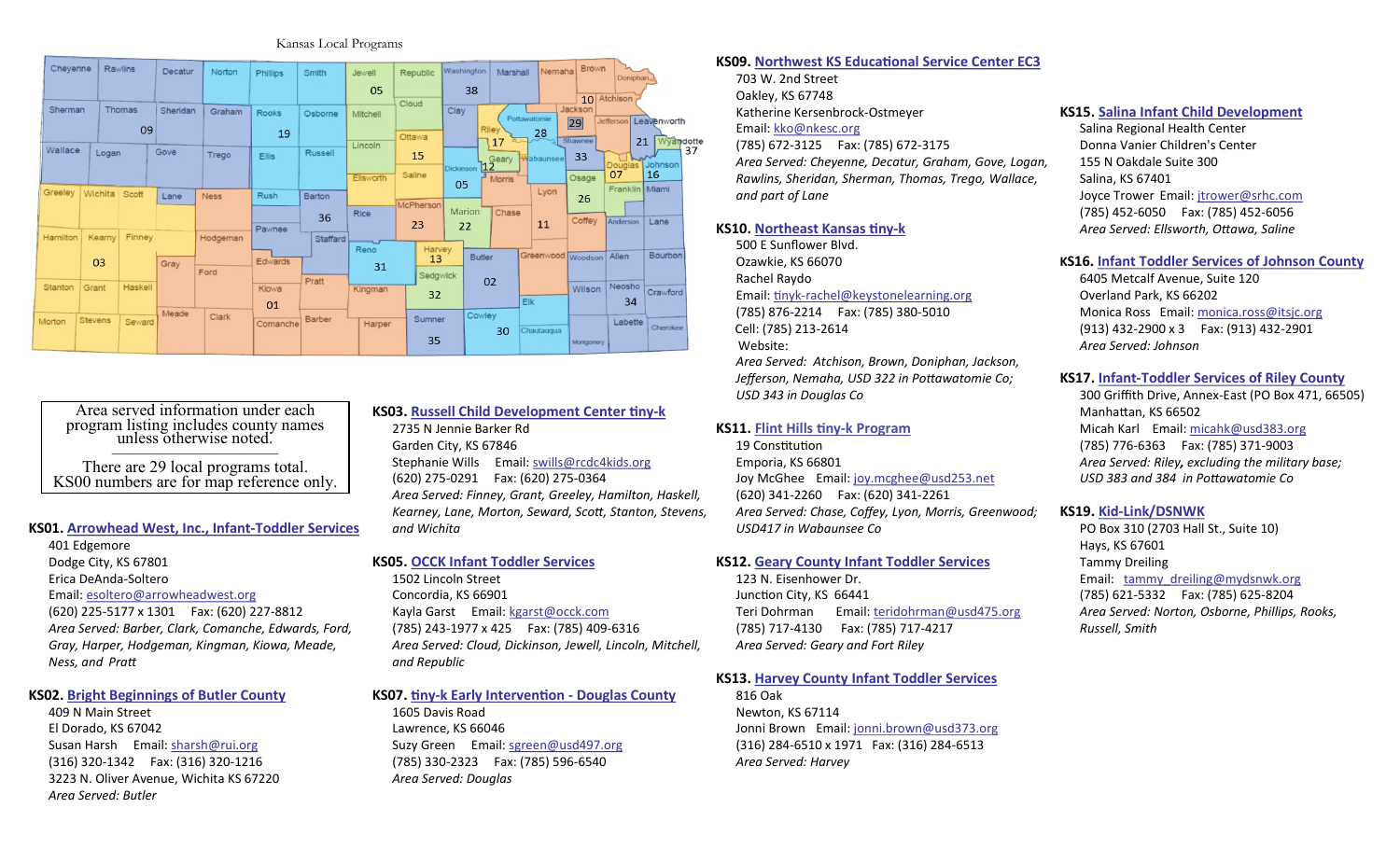Kansas Local Programs

Cheyenne, Rawlins, Decatur, Norton, Phillips, Smith, Jewell, Republic, Washington, Marshall, Nemaha, Brown, Doniphan, Sherman, Thomas, Sheridan, Graham, Rooks, Osborne, Mitchell, Cloud, Clay, Pottawatomie, Jackson, Atchison, Jefferson, Leavenworth, Wyandotte, Wallace, Logan, Gove, Trego, Ellis, Russell, Lincoln, Ottawa, Riley, Shawnee, Geary, Wabaunsee, Dickinson, Saline, Douglas, Johnson, Ellsworth, Morris, Osage, Franklin, Miami, Greeley, Wichita, Scott, Lane, Ness, Rush, Barton, McPherson, Marion, Chase, Lyon, Coffey, Anderson, Linn, Pawnee, Rice, Hamilton, Kearny, Finney, Hodgeman, Stafford, Reno, Harvey, Butler, Greenwood, Woodson, Allen, Bourbon, Gray, Ford, Edwards, Sedgwick, Stanton, Grant, Haskell, Pratt, Kingman, Wilson, Neosho, Crawford, Kiowa, Elk, Morton, Stevens, Seward, Meade, Clark, Comanche, Barber, Harper, Sumner, Cowley, Chautauqua, Montgomery, Labette, Cherokee

05, 38, 10, 09, 19, 29, 28, 21, 37, 17, 33, 15, 12, 05, 07, 16, 26, 36, 23, 22, 11, 03, 13, 31, 32, 02, 34, 01, 30, 35

Area served information under each program listing includes county names unless otherwise noted.

There are 29 local programs total. KS00 numbers are for map reference only.

**KS01. Arrowhead West, Inc., Infant-Toddler Services**
401 Edgemore
Dodge City, KS 67801
Erica DeAnda-Soltero
Email: esoltero@arrowheadwest.org
(620) 225-5177 x 1301 Fax: (620) 227-8812
*Area Served: Barber, Clark, Comanche, Edwards, Ford, Gray, Harper, Hodgeman, Kingman, Kiowa, Meade, Ness, and Pratt*

**KS02. Bright Beginnings of Butler County**
409 N Main Street
El Dorado, KS 67042
Susan Harsh Email: sharsh@rui.org
(316) 320-1342 Fax: (316) 320-1216
3223 N. Oliver Avenue, Wichita KS 67220
*Area Served: Butler*

**KS03. Russell Child Development Center tiny-k**
2735 N Jennie Barker Rd
Garden City, KS 67846
Stephanie Wills Email: swills@rcdc4kids.org
(620) 275-0291 Fax: (620) 275-0364
*Area Served: Finney, Grant, Greeley, Hamilton, Haskell, Kearney, Lane, Morton, Seward, Scott, Stanton, Stevens, and Wichita*

**KS05. OCCK Infant Toddler Services**
1502 Lincoln Street
Concordia, KS 66901
Kayla Garst Email: kgarst@occk.com
(785) 243-1977 x 425 Fax: (785) 409-6316
*Area Served: Cloud, Dickinson, Jewell, Lincoln, Mitchell, and Republic*

**KS07. tiny-k Early Intervention - Douglas County**
1605 Davis Road
Lawrence, KS 66046
Suzy Green Email: sgreen@usd497.org
(785) 330-2323 Fax: (785) 596-6540
*Area Served: Douglas*

**KS09. Northwest KS Educational Service Center EC3**
703 W. 2nd Street
Oakley, KS 67748
Katherine Kersenbrock-Ostmeyer
Email: kko@nkesc.org
(785) 672-3125 Fax: (785) 672-3175
*Area Served: Cheyenne, Decatur, Graham, Gove, Logan, Rawlins, Sheridan, Sherman, Thomas, Trego, Wallace, and part of Lane*

**KS10. Northeast Kansas tiny-k**
500 E Sunflower Blvd.
Ozawkie, KS 66070
Rachel Raydo
Email: tinyk-rachel@keystonelearning.org
(785) 876-2214 Fax: (785) 380-5010
Cell: (785) 213-2614
Website:
*Area Served: Atchison, Brown, Doniphan, Jackson, Jefferson, Nemaha, USD 322 in Pottawatomie Co; USD 343 in Douglas Co*

**KS11. Flint Hills tiny-k Program**
19 Constitution
Emporia, KS 66801
Joy McGhee Email: joy.mcghee@usd253.net
(620) 341-2260 Fax: (620) 341-2261
*Area Served: Chase, Coffey, Lyon, Morris, Greenwood; USD417 in Wabaunsee Co*

**KS12. Geary County Infant Toddler Services**
123 N. Eisenhower Dr.
Junction City, KS 66441
Teri Dohrman Email: teridohrman@usd475.org
(785) 717-4130 Fax: (785) 717-4217
*Area Served: Geary and Fort Riley*

**KS13. Harvey County Infant Toddler Services**
816 Oak
Newton, KS 67114
Jonni Brown Email: jonni.brown@usd373.org
(316) 284-6510 x 1971 Fax: (316) 284-6513
*Area Served: Harvey*

**KS15. Salina Infant Child Development**
Salina Regional Health Center
Donna Vanier Children's Center
155 N Oakdale Suite 300
Salina, KS 67401
Joyce Trower Email: jtrower@srhc.com
(785) 452-6050 Fax: (785) 452-6056
*Area Served: Ellsworth, Ottawa, Saline*

**KS16. Infant Toddler Services of Johnson County**
6405 Metcalf Avenue, Suite 120
Overland Park, KS 66202
Monica Ross Email: monica.ross@itsjc.org
(913) 432-2900 x 3 Fax: (913) 432-2901
*Area Served: Johnson*

**KS17. Infant-Toddler Services of Riley County**
300 Griffith Drive, Annex-East (PO Box 471, 66505)
Manhattan, KS 66502
Micah Karl Email: micahk@usd383.org
(785) 776-6363 Fax: (785) 371-9003
*Area Served: Riley, excluding the military base; USD 383 and 384 in Pottawatomie Co*

**KS19. Kid-Link/DSNWK**
PO Box 310 (2703 Hall St., Suite 10)
Hays, KS 67601
Tammy Dreiling
Email: tammy_dreiling@mydsnwk.org
(785) 621-5332 Fax: (785) 625-8204
*Area Served: Norton, Osborne, Phillips, Rooks, Russell, Smith*